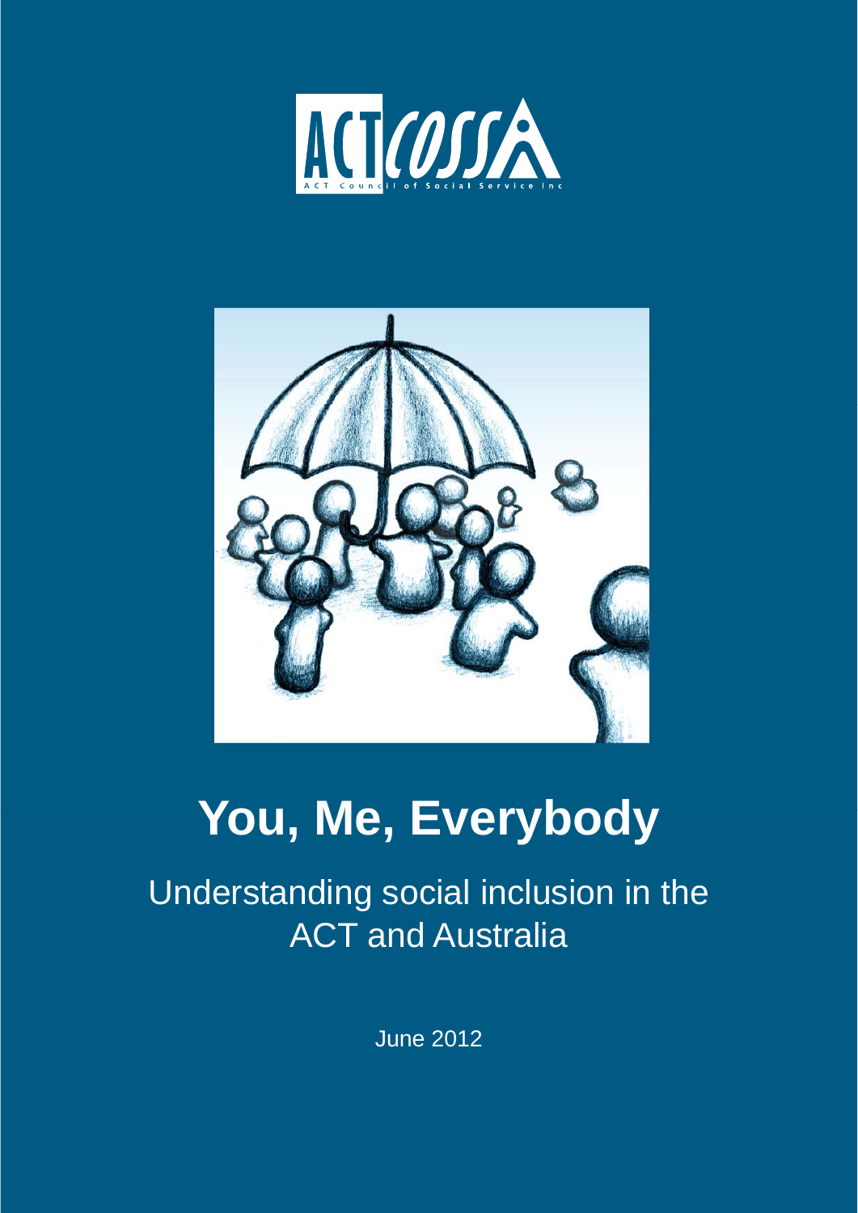ACTCOSS

ACT Council of Social Service Inc

# You, Me, Everybody

## Understanding social inclusion in the ACT and Australia

June 2012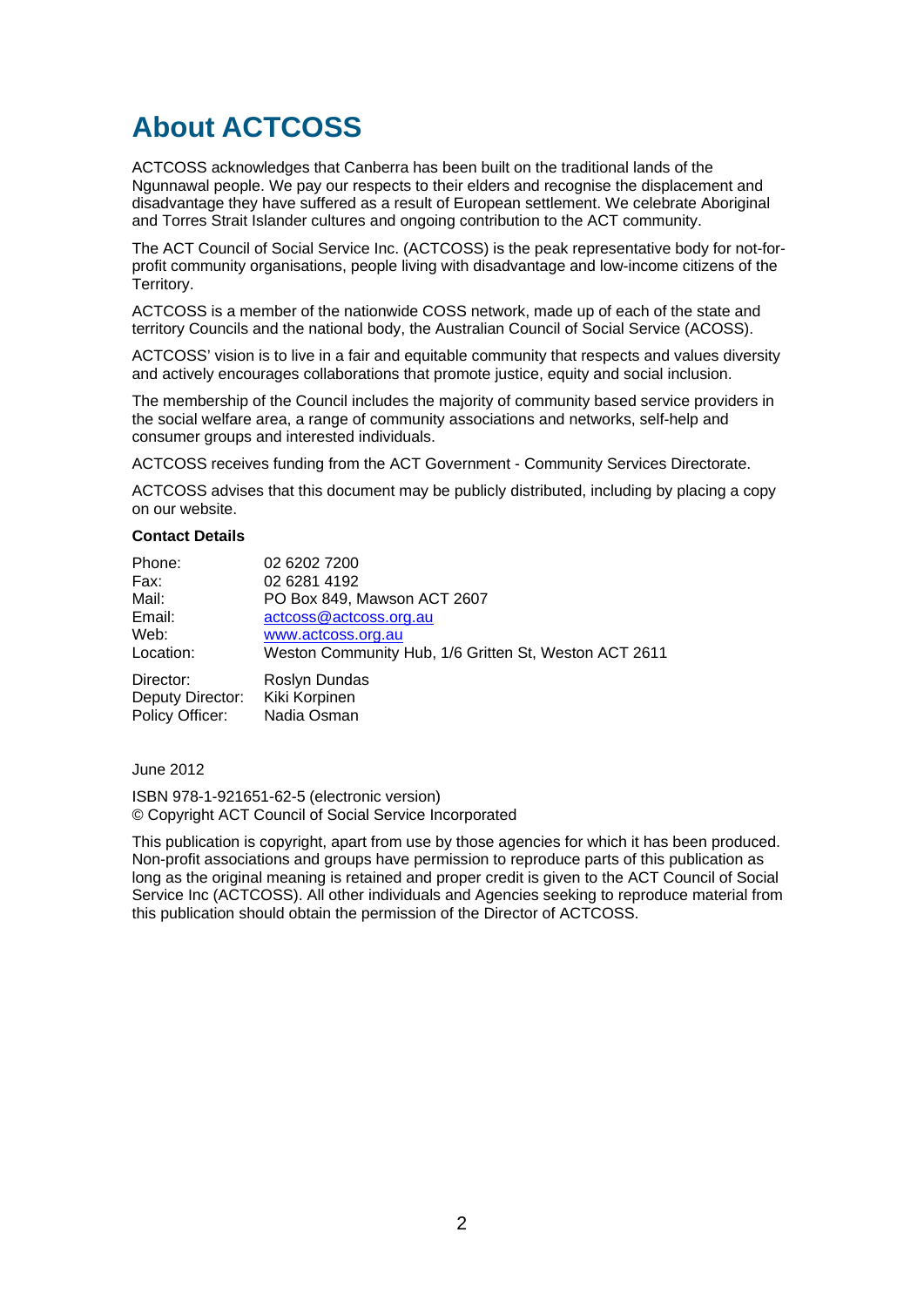# About ACTCOSS

ACTCOSS acknowledges that Canberra has been built on the traditional lands of the Ngunnawal people. We pay our respects to their elders and recognise the displacement and disadvantage they have suffered as a result of European settlement. We celebrate Aboriginal and Torres Strait Islander cultures and ongoing contribution to the ACT community.

The ACT Council of Social Service Inc. (ACTCOSS) is the peak representative body for not-for-profit community organisations, people living with disadvantage and low-income citizens of the Territory.

ACTCOSS is a member of the nationwide COSS network, made up of each of the state and territory Councils and the national body, the Australian Council of Social Service (ACOSS).

ACTCOSS' vision is to live in a fair and equitable community that respects and values diversity and actively encourages collaborations that promote justice, equity and social inclusion.

The membership of the Council includes the majority of community based service providers in the social welfare area, a range of community associations and networks, self-help and consumer groups and interested individuals.

ACTCOSS receives funding from the ACT Government - Community Services Directorate.

ACTCOSS advises that this document may be publicly distributed, including by placing a copy on our website.

**Contact Details**

| | |
|---|---|
| Phone: | 02 6202 7200 |
| Fax: | 02 6281 4192 |
| Mail: | PO Box 849, Mawson ACT 2607 |
| Email: | actcoss@actcoss.org.au |
| Web: | www.actcoss.org.au |
| Location: | Weston Community Hub, 1/6 Gritten St, Weston ACT 2611 |
| Director: | Roslyn Dundas |
| Deputy Director: | Kiki Korpinen |
| Policy Officer: | Nadia Osman |

June 2012

ISBN 978-1-921651-62-5 (electronic version)
© Copyright ACT Council of Social Service Incorporated

This publication is copyright, apart from use by those agencies for which it has been produced. Non-profit associations and groups have permission to reproduce parts of this publication as long as the original meaning is retained and proper credit is given to the ACT Council of Social Service Inc (ACTCOSS). All other individuals and Agencies seeking to reproduce material from this publication should obtain the permission of the Director of ACTCOSS.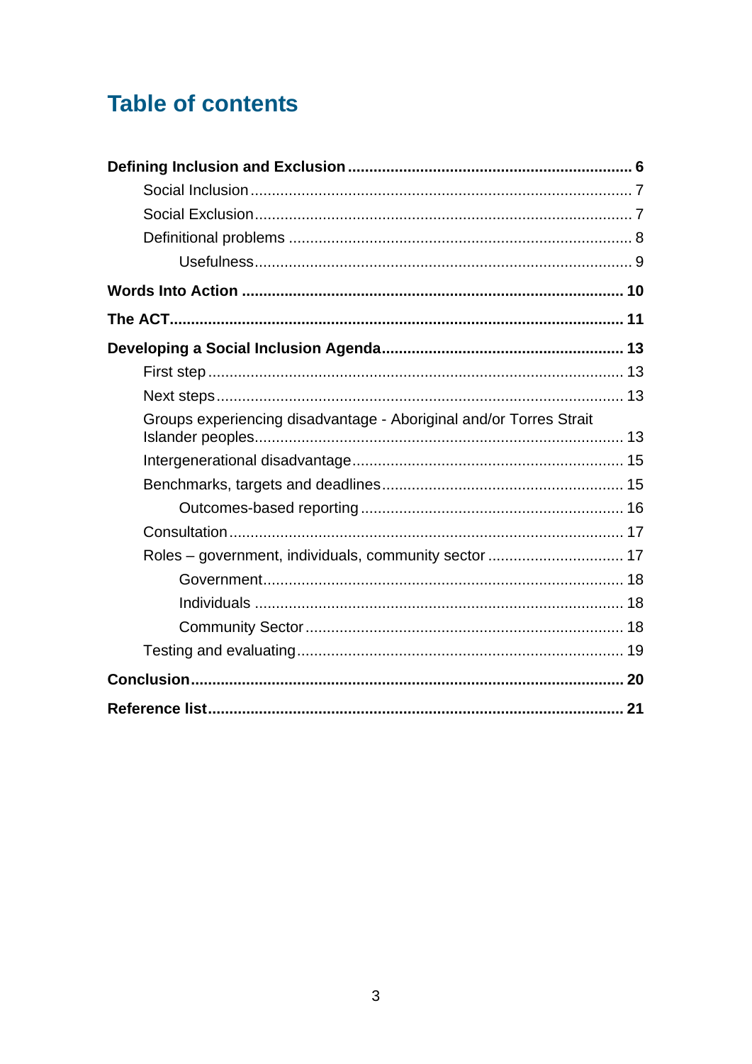# Table of contents

**Defining Inclusion and Exclusion** .......... **6**

- Social Inclusion .......... 7
- Social Exclusion .......... 7
- Definitional problems .......... 8
  - Usefulness .......... 9

**Words Into Action** .......... **10**

**The ACT** .......... **11**

**Developing a Social Inclusion Agenda** .......... **13**

- First step .......... 13
- Next steps .......... 13
- Groups experiencing disadvantage - Aboriginal and/or Torres Strait Islander peoples .......... 13
- Intergenerational disadvantage .......... 15
- Benchmarks, targets and deadlines .......... 15
  - Outcomes-based reporting .......... 16
- Consultation .......... 17
- Roles – government, individuals, community sector .......... 17
  - Government .......... 18
  - Individuals .......... 18
  - Community Sector .......... 18
- Testing and evaluating .......... 19

**Conclusion** .......... **20**

**Reference list** .......... **21**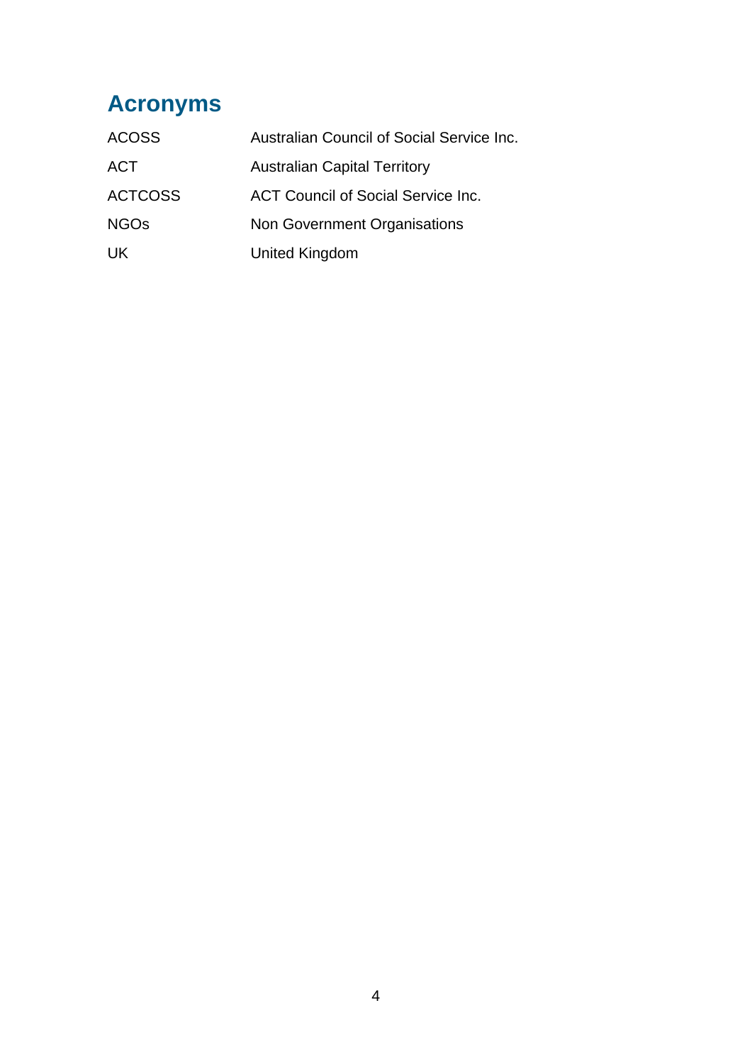# Acronyms

| | |
|---|---|
| ACOSS | Australian Council of Social Service Inc. |
| ACT | Australian Capital Territory |
| ACTCOSS | ACT Council of Social Service Inc. |
| NGOs | Non Government Organisations |
| UK | United Kingdom |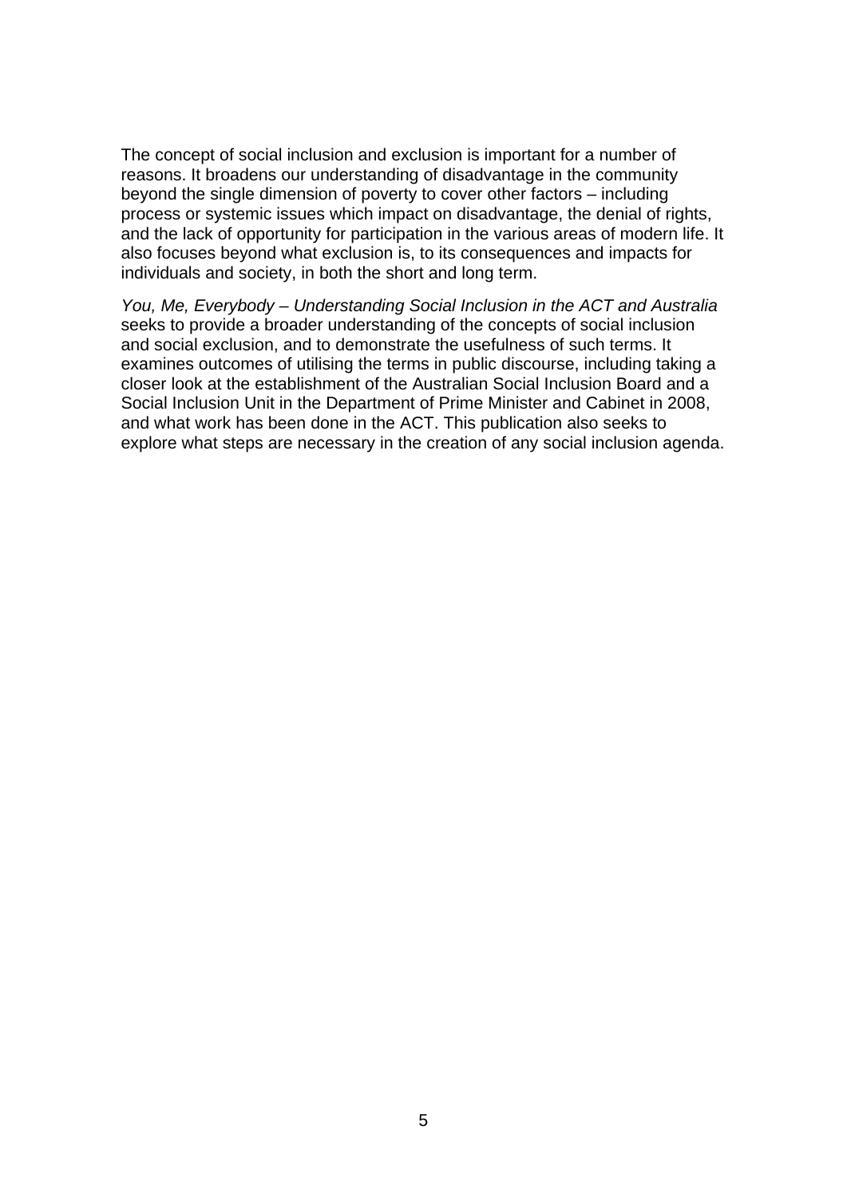The concept of social inclusion and exclusion is important for a number of reasons. It broadens our understanding of disadvantage in the community beyond the single dimension of poverty to cover other factors – including process or systemic issues which impact on disadvantage, the denial of rights, and the lack of opportunity for participation in the various areas of modern life. It also focuses beyond what exclusion is, to its consequences and impacts for individuals and society, in both the short and long term.

*You, Me, Everybody – Understanding Social Inclusion in the ACT and Australia* seeks to provide a broader understanding of the concepts of social inclusion and social exclusion, and to demonstrate the usefulness of such terms. It examines outcomes of utilising the terms in public discourse, including taking a closer look at the establishment of the Australian Social Inclusion Board and a Social Inclusion Unit in the Department of Prime Minister and Cabinet in 2008, and what work has been done in the ACT. This publication also seeks to explore what steps are necessary in the creation of any social inclusion agenda.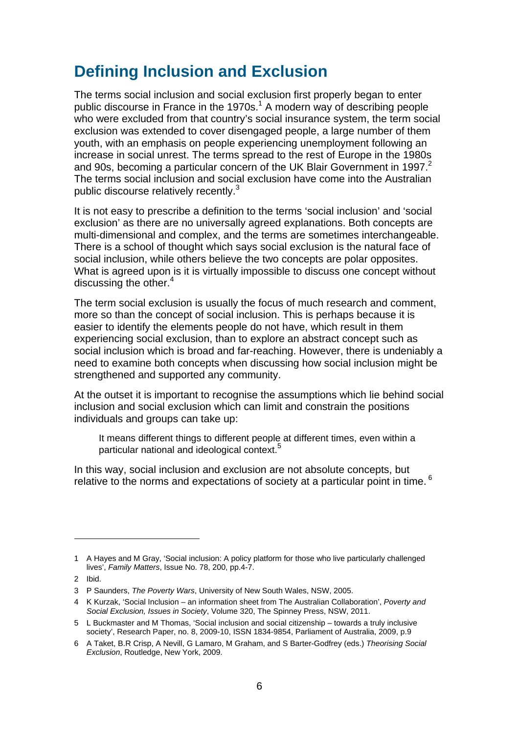# Defining Inclusion and Exclusion

The terms social inclusion and social exclusion first properly began to enter public discourse in France in the 1970s.[1] A modern way of describing people who were excluded from that country's social insurance system, the term social exclusion was extended to cover disengaged people, a large number of them youth, with an emphasis on people experiencing unemployment following an increase in social unrest. The terms spread to the rest of Europe in the 1980s and 90s, becoming a particular concern of the UK Blair Government in 1997.[2] The terms social inclusion and social exclusion have come into the Australian public discourse relatively recently.[3]

It is not easy to prescribe a definition to the terms 'social inclusion' and 'social exclusion' as there are no universally agreed explanations. Both concepts are multi-dimensional and complex, and the terms are sometimes interchangeable. There is a school of thought which says social exclusion is the natural face of social inclusion, while others believe the two concepts are polar opposites. What is agreed upon is it is virtually impossible to discuss one concept without discussing the other.[4]

The term social exclusion is usually the focus of much research and comment, more so than the concept of social inclusion. This is perhaps because it is easier to identify the elements people do not have, which result in them experiencing social exclusion, than to explore an abstract concept such as social inclusion which is broad and far-reaching. However, there is undeniably a need to examine both concepts when discussing how social inclusion might be strengthened and supported any community.

At the outset it is important to recognise the assumptions which lie behind social inclusion and social exclusion which can limit and constrain the positions individuals and groups can take up:

> It means different things to different people at different times, even within a particular national and ideological context.[5]

In this way, social inclusion and exclusion are not absolute concepts, but relative to the norms and expectations of society at a particular point in time.[6]

---

1 A Hayes and M Gray, 'Social inclusion: A policy platform for those who live particularly challenged lives', *Family Matters*, Issue No. 78, 200, pp.4-7.

2 Ibid.

3 P Saunders, *The Poverty Wars*, University of New South Wales, NSW, 2005.

4 K Kurzak, 'Social Inclusion – an information sheet from The Australian Collaboration', *Poverty and Social Exclusion, Issues in Society*, Volume 320, The Spinney Press, NSW, 2011.

5 L Buckmaster and M Thomas, 'Social inclusion and social citizenship – towards a truly inclusive society', Research Paper, no. 8, 2009-10, ISSN 1834-9854, Parliament of Australia, 2009, p.9

6 A Taket, B.R Crisp, A Nevill, G Lamaro, M Graham, and S Barter-Godfrey (eds.) *Theorising Social Exclusion*, Routledge, New York, 2009.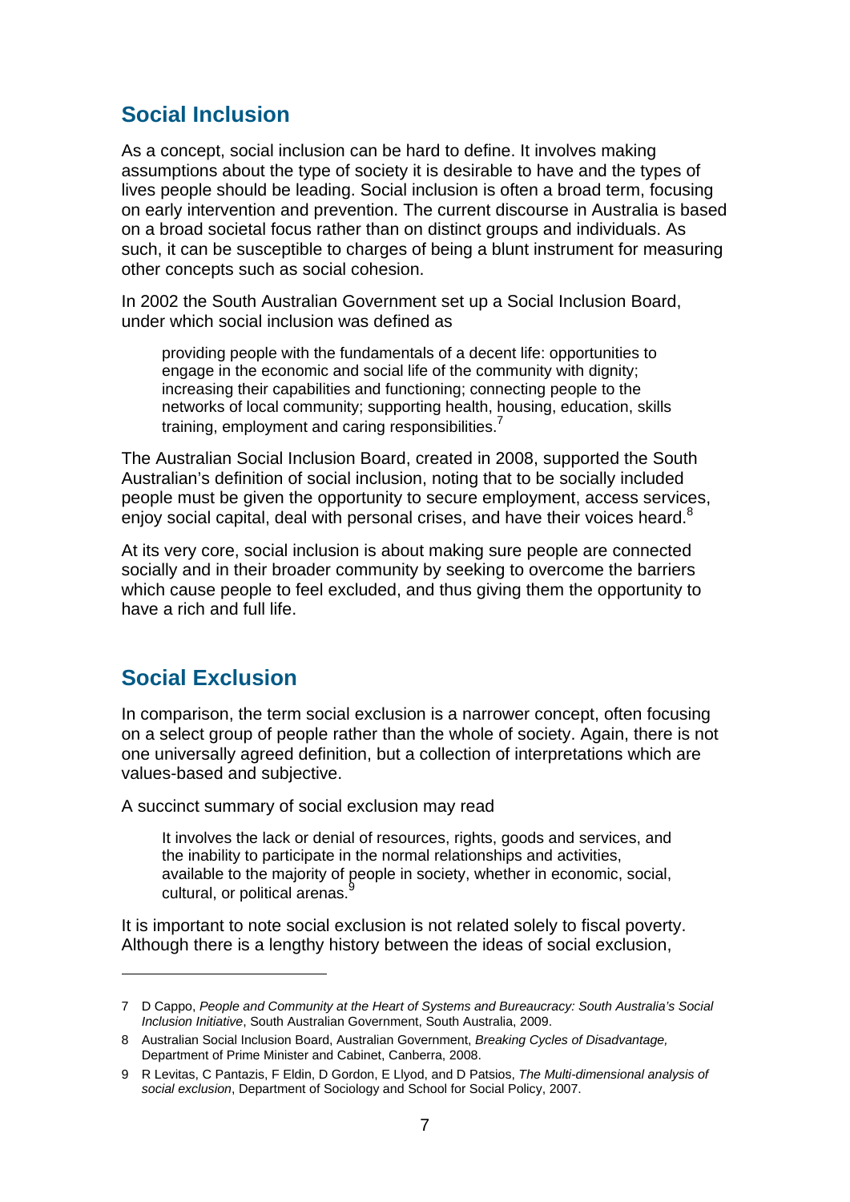## Social Inclusion

As a concept, social inclusion can be hard to define. It involves making assumptions about the type of society it is desirable to have and the types of lives people should be leading. Social inclusion is often a broad term, focusing on early intervention and prevention. The current discourse in Australia is based on a broad societal focus rather than on distinct groups and individuals. As such, it can be susceptible to charges of being a blunt instrument for measuring other concepts such as social cohesion.

In 2002 the South Australian Government set up a Social Inclusion Board, under which social inclusion was defined as

> providing people with the fundamentals of a decent life: opportunities to engage in the economic and social life of the community with dignity; increasing their capabilities and functioning; connecting people to the networks of local community; supporting health, housing, education, skills training, employment and caring responsibilities.[7]

The Australian Social Inclusion Board, created in 2008, supported the South Australian's definition of social inclusion, noting that to be socially included people must be given the opportunity to secure employment, access services, enjoy social capital, deal with personal crises, and have their voices heard.[8]

At its very core, social inclusion is about making sure people are connected socially and in their broader community by seeking to overcome the barriers which cause people to feel excluded, and thus giving them the opportunity to have a rich and full life.

## Social Exclusion

In comparison, the term social exclusion is a narrower concept, often focusing on a select group of people rather than the whole of society. Again, there is not one universally agreed definition, but a collection of interpretations which are values-based and subjective.

A succinct summary of social exclusion may read

> It involves the lack or denial of resources, rights, goods and services, and the inability to participate in the normal relationships and activities, available to the majority of people in society, whether in economic, social, cultural, or political arenas.[9]

It is important to note social exclusion is not related solely to fiscal poverty. Although there is a lengthy history between the ideas of social exclusion,

---

7 D Cappo, *People and Community at the Heart of Systems and Bureaucracy: South Australia's Social Inclusion Initiative*, South Australian Government, South Australia, 2009.

8 Australian Social Inclusion Board, Australian Government, *Breaking Cycles of Disadvantage,* Department of Prime Minister and Cabinet, Canberra, 2008.

9 R Levitas, C Pantazis, F Eldin, D Gordon, E Llyod, and D Patsios, *The Multi-dimensional analysis of social exclusion*, Department of Sociology and School for Social Policy, 2007.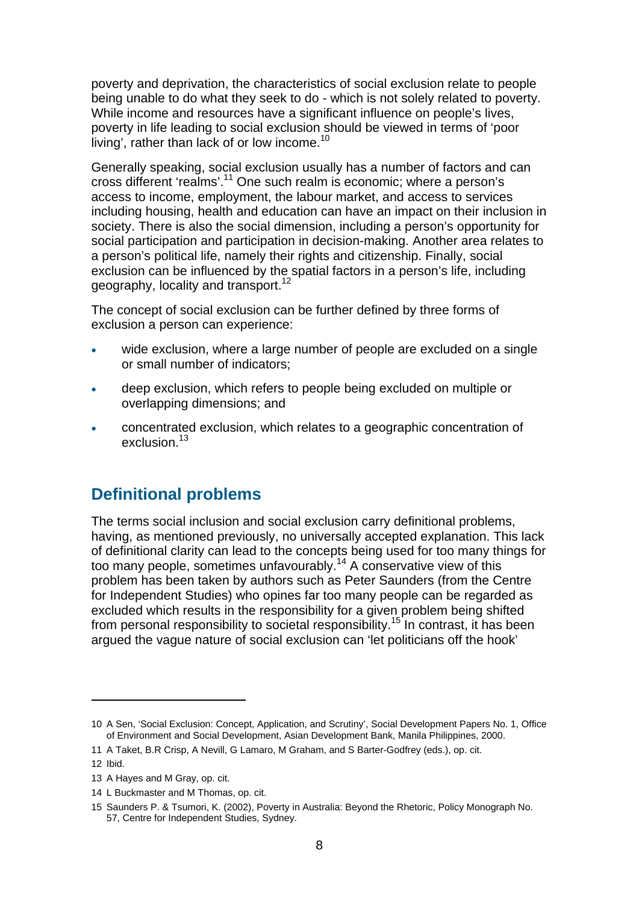poverty and deprivation, the characteristics of social exclusion relate to people being unable to do what they seek to do - which is not solely related to poverty. While income and resources have a significant influence on people's lives, poverty in life leading to social exclusion should be viewed in terms of 'poor living', rather than lack of or low income.[10]

Generally speaking, social exclusion usually has a number of factors and can cross different 'realms'.[11] One such realm is economic; where a person's access to income, employment, the labour market, and access to services including housing, health and education can have an impact on their inclusion in society. There is also the social dimension, including a person's opportunity for social participation and participation in decision-making. Another area relates to a person's political life, namely their rights and citizenship. Finally, social exclusion can be influenced by the spatial factors in a person's life, including geography, locality and transport.[12]

The concept of social exclusion can be further defined by three forms of exclusion a person can experience:

- wide exclusion, where a large number of people are excluded on a single or small number of indicators;
- deep exclusion, which refers to people being excluded on multiple or overlapping dimensions; and
- concentrated exclusion, which relates to a geographic concentration of exclusion.[13]

## Definitional problems

The terms social inclusion and social exclusion carry definitional problems, having, as mentioned previously, no universally accepted explanation. This lack of definitional clarity can lead to the concepts being used for too many things for too many people, sometimes unfavourably.[14] A conservative view of this problem has been taken by authors such as Peter Saunders (from the Centre for Independent Studies) who opines far too many people can be regarded as excluded which results in the responsibility for a given problem being shifted from personal responsibility to societal responsibility.[15] In contrast, it has been argued the vague nature of social exclusion can 'let politicians off the hook'

---

10 A Sen, 'Social Exclusion: Concept, Application, and Scrutiny', Social Development Papers No. 1, Office of Environment and Social Development, Asian Development Bank, Manila Philippines, 2000.

11 A Taket, B.R Crisp, A Nevill, G Lamaro, M Graham, and S Barter-Godfrey (eds.), op. cit.

12 Ibid.

13 A Hayes and M Gray, op. cit.

14 L Buckmaster and M Thomas, op. cit.

15 Saunders P. & Tsumori, K. (2002), Poverty in Australia: Beyond the Rhetoric, Policy Monograph No. 57, Centre for Independent Studies, Sydney.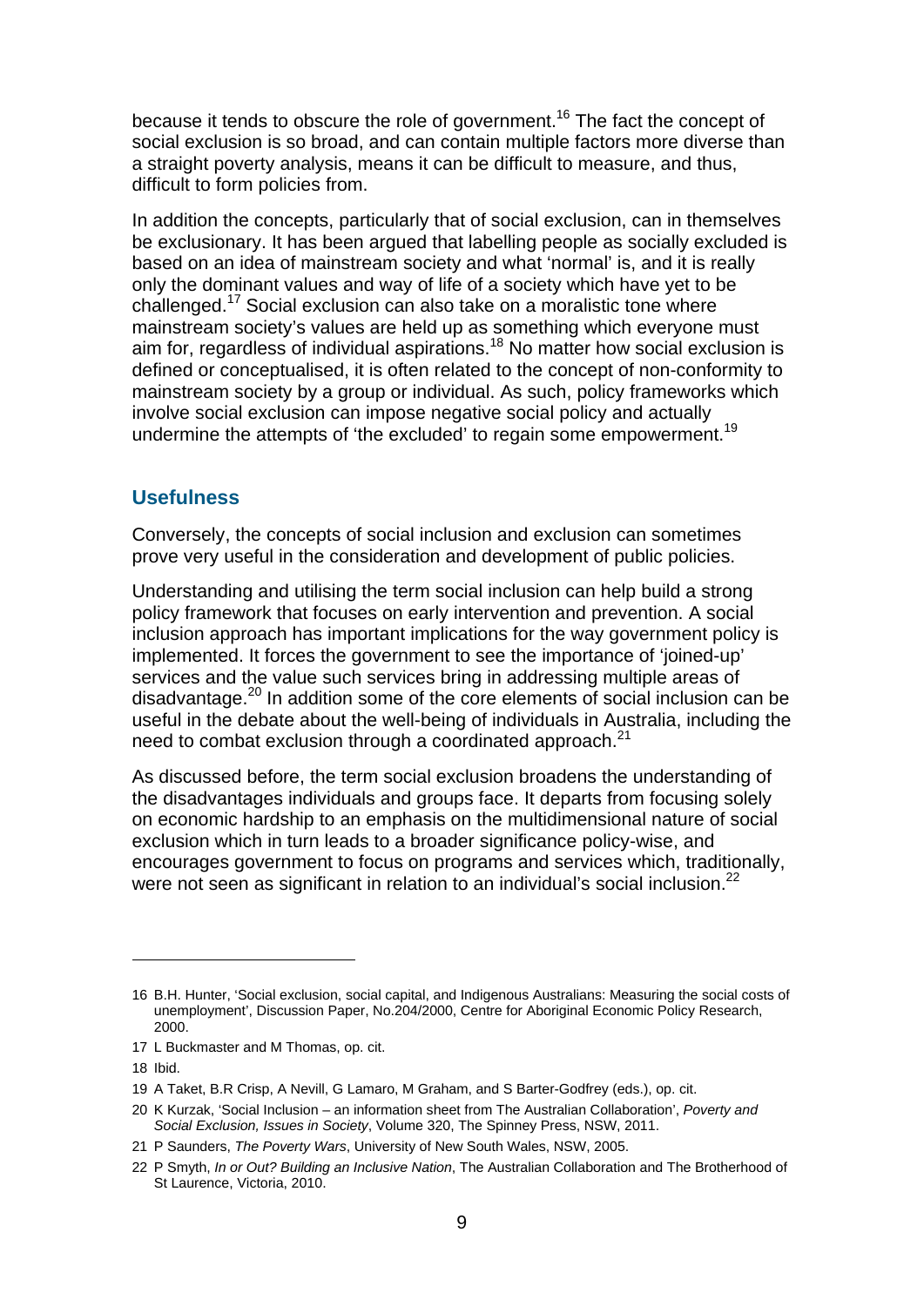because it tends to obscure the role of government.[16] The fact the concept of social exclusion is so broad, and can contain multiple factors more diverse than a straight poverty analysis, means it can be difficult to measure, and thus, difficult to form policies from.

In addition the concepts, particularly that of social exclusion, can in themselves be exclusionary. It has been argued that labelling people as socially excluded is based on an idea of mainstream society and what 'normal' is, and it is really only the dominant values and way of life of a society which have yet to be challenged.[17] Social exclusion can also take on a moralistic tone where mainstream society's values are held up as something which everyone must aim for, regardless of individual aspirations.[18] No matter how social exclusion is defined or conceptualised, it is often related to the concept of non-conformity to mainstream society by a group or individual. As such, policy frameworks which involve social exclusion can impose negative social policy and actually undermine the attempts of 'the excluded' to regain some empowerment.[19]

## Usefulness

Conversely, the concepts of social inclusion and exclusion can sometimes prove very useful in the consideration and development of public policies.

Understanding and utilising the term social inclusion can help build a strong policy framework that focuses on early intervention and prevention. A social inclusion approach has important implications for the way government policy is implemented. It forces the government to see the importance of 'joined-up' services and the value such services bring in addressing multiple areas of disadvantage.[20] In addition some of the core elements of social inclusion can be useful in the debate about the well-being of individuals in Australia, including the need to combat exclusion through a coordinated approach.[21]

As discussed before, the term social exclusion broadens the understanding of the disadvantages individuals and groups face. It departs from focusing solely on economic hardship to an emphasis on the multidimensional nature of social exclusion which in turn leads to a broader significance policy-wise, and encourages government to focus on programs and services which, traditionally, were not seen as significant in relation to an individual's social inclusion.[22]

---

16 B.H. Hunter, 'Social exclusion, social capital, and Indigenous Australians: Measuring the social costs of unemployment', Discussion Paper, No.204/2000, Centre for Aboriginal Economic Policy Research, 2000.

17 L Buckmaster and M Thomas, op. cit.

18 Ibid.

19 A Taket, B.R Crisp, A Nevill, G Lamaro, M Graham, and S Barter-Godfrey (eds.), op. cit.

20 K Kurzak, 'Social Inclusion – an information sheet from The Australian Collaboration', *Poverty and Social Exclusion, Issues in Society*, Volume 320, The Spinney Press, NSW, 2011.

21 P Saunders, *The Poverty Wars*, University of New South Wales, NSW, 2005.

22 P Smyth, *In or Out? Building an Inclusive Nation*, The Australian Collaboration and The Brotherhood of St Laurence, Victoria, 2010.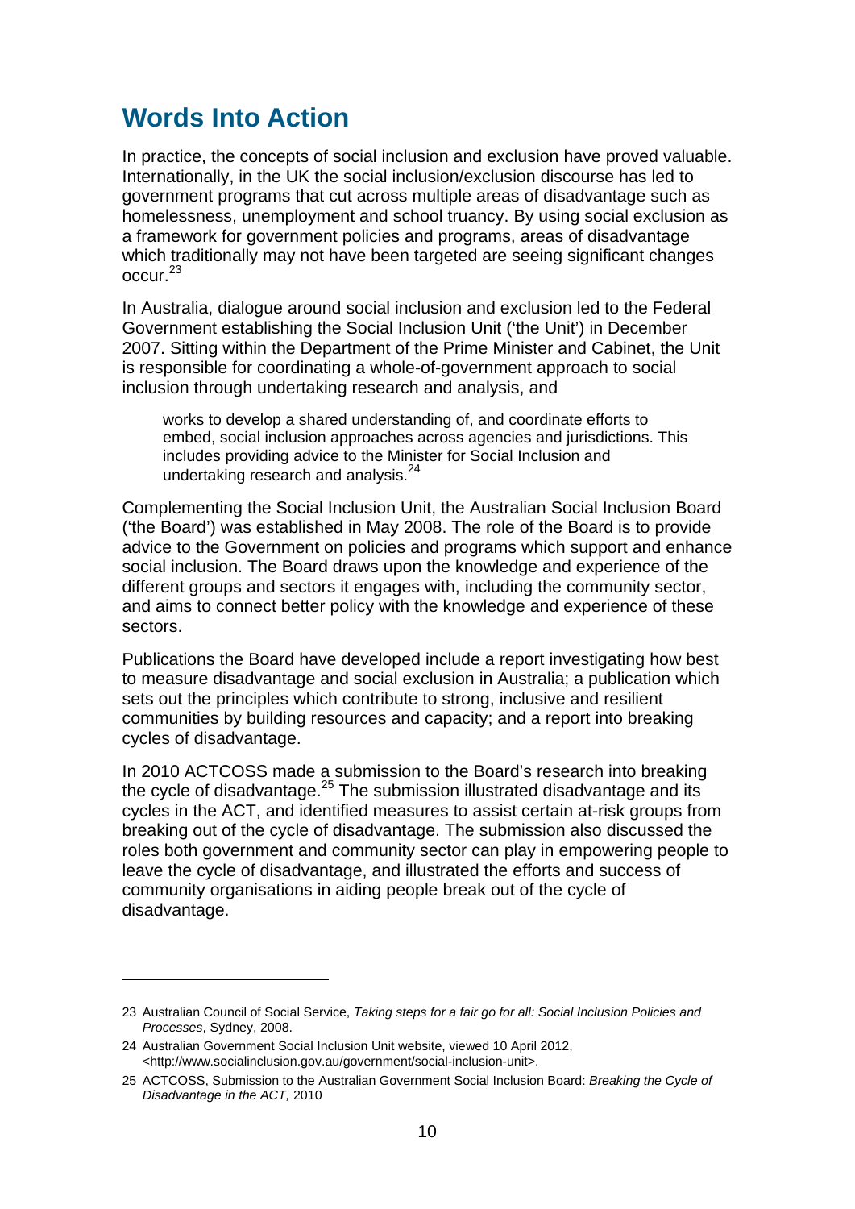## Words Into Action

In practice, the concepts of social inclusion and exclusion have proved valuable. Internationally, in the UK the social inclusion/exclusion discourse has led to government programs that cut across multiple areas of disadvantage such as homelessness, unemployment and school truancy. By using social exclusion as a framework for government policies and programs, areas of disadvantage which traditionally may not have been targeted are seeing significant changes occur.[23]

In Australia, dialogue around social inclusion and exclusion led to the Federal Government establishing the Social Inclusion Unit ('the Unit') in December 2007. Sitting within the Department of the Prime Minister and Cabinet, the Unit is responsible for coordinating a whole-of-government approach to social inclusion through undertaking research and analysis, and

> works to develop a shared understanding of, and coordinate efforts to embed, social inclusion approaches across agencies and jurisdictions. This includes providing advice to the Minister for Social Inclusion and undertaking research and analysis.[24]

Complementing the Social Inclusion Unit, the Australian Social Inclusion Board ('the Board') was established in May 2008. The role of the Board is to provide advice to the Government on policies and programs which support and enhance social inclusion. The Board draws upon the knowledge and experience of the different groups and sectors it engages with, including the community sector, and aims to connect better policy with the knowledge and experience of these sectors.

Publications the Board have developed include a report investigating how best to measure disadvantage and social exclusion in Australia; a publication which sets out the principles which contribute to strong, inclusive and resilient communities by building resources and capacity; and a report into breaking cycles of disadvantage.

In 2010 ACTCOSS made a submission to the Board's research into breaking the cycle of disadvantage.[25] The submission illustrated disadvantage and its cycles in the ACT, and identified measures to assist certain at-risk groups from breaking out of the cycle of disadvantage. The submission also discussed the roles both government and community sector can play in empowering people to leave the cycle of disadvantage, and illustrated the efforts and success of community organisations in aiding people break out of the cycle of disadvantage.

---

23 Australian Council of Social Service, *Taking steps for a fair go for all: Social Inclusion Policies and Processes*, Sydney, 2008.

24 Australian Government Social Inclusion Unit website, viewed 10 April 2012, <http://www.socialinclusion.gov.au/government/social-inclusion-unit>.

25 ACTCOSS, Submission to the Australian Government Social Inclusion Board: *Breaking the Cycle of Disadvantage in the ACT,* 2010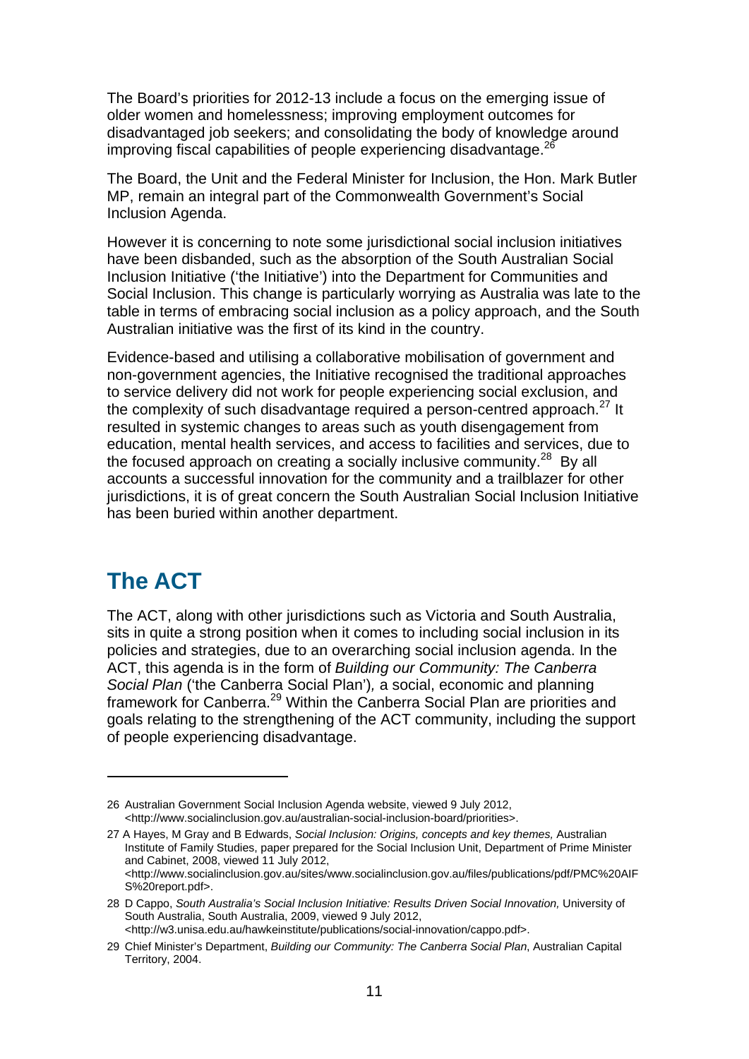The Board's priorities for 2012-13 include a focus on the emerging issue of older women and homelessness; improving employment outcomes for disadvantaged job seekers; and consolidating the body of knowledge around improving fiscal capabilities of people experiencing disadvantage.[26]

The Board, the Unit and the Federal Minister for Inclusion, the Hon. Mark Butler MP, remain an integral part of the Commonwealth Government's Social Inclusion Agenda.

However it is concerning to note some jurisdictional social inclusion initiatives have been disbanded, such as the absorption of the South Australian Social Inclusion Initiative ('the Initiative') into the Department for Communities and Social Inclusion. This change is particularly worrying as Australia was late to the table in terms of embracing social inclusion as a policy approach, and the South Australian initiative was the first of its kind in the country.

Evidence-based and utilising a collaborative mobilisation of government and non-government agencies, the Initiative recognised the traditional approaches to service delivery did not work for people experiencing social exclusion, and the complexity of such disadvantage required a person-centred approach.[27] It resulted in systemic changes to areas such as youth disengagement from education, mental health services, and access to facilities and services, due to the focused approach on creating a socially inclusive community.[28] By all accounts a successful innovation for the community and a trailblazer for other jurisdictions, it is of great concern the South Australian Social Inclusion Initiative has been buried within another department.

## The ACT

The ACT, along with other jurisdictions such as Victoria and South Australia, sits in quite a strong position when it comes to including social inclusion in its policies and strategies, due to an overarching social inclusion agenda. In the ACT, this agenda is in the form of *Building our Community: The Canberra Social Plan* ('the Canberra Social Plan'), a social, economic and planning framework for Canberra.[29] Within the Canberra Social Plan are priorities and goals relating to the strengthening of the ACT community, including the support of people experiencing disadvantage.

---

26 Australian Government Social Inclusion Agenda website, viewed 9 July 2012, <http://www.socialinclusion.gov.au/australian-social-inclusion-board/priorities>.

27 A Hayes, M Gray and B Edwards, *Social Inclusion: Origins, concepts and key themes,* Australian Institute of Family Studies, paper prepared for the Social Inclusion Unit, Department of Prime Minister and Cabinet, 2008, viewed 11 July 2012, <http://www.socialinclusion.gov.au/sites/www.socialinclusion.gov.au/files/publications/pdf/PMC%20AIFS%20report.pdf>.

28 D Cappo, *South Australia's Social Inclusion Initiative: Results Driven Social Innovation,* University of South Australia, South Australia, 2009, viewed 9 July 2012, <http://w3.unisa.edu.au/hawkeinstitute/publications/social-innovation/cappo.pdf>.

29 Chief Minister's Department, *Building our Community: The Canberra Social Plan*, Australian Capital Territory, 2004.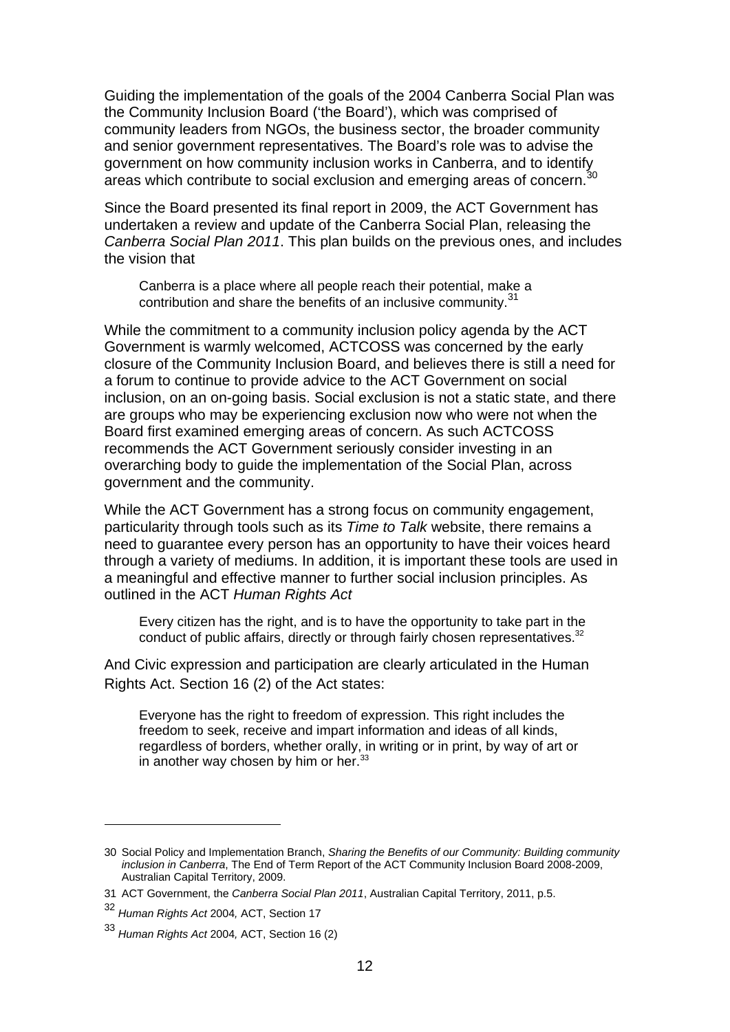Guiding the implementation of the goals of the 2004 Canberra Social Plan was the Community Inclusion Board ('the Board'), which was comprised of community leaders from NGOs, the business sector, the broader community and senior government representatives. The Board's role was to advise the government on how community inclusion works in Canberra, and to identify areas which contribute to social exclusion and emerging areas of concern.[30]

Since the Board presented its final report in 2009, the ACT Government has undertaken a review and update of the Canberra Social Plan, releasing the *Canberra Social Plan 2011*. This plan builds on the previous ones, and includes the vision that

> Canberra is a place where all people reach their potential, make a contribution and share the benefits of an inclusive community.[31]

While the commitment to a community inclusion policy agenda by the ACT Government is warmly welcomed, ACTCOSS was concerned by the early closure of the Community Inclusion Board, and believes there is still a need for a forum to continue to provide advice to the ACT Government on social inclusion, on an on-going basis. Social exclusion is not a static state, and there are groups who may be experiencing exclusion now who were not when the Board first examined emerging areas of concern. As such ACTCOSS recommends the ACT Government seriously consider investing in an overarching body to guide the implementation of the Social Plan, across government and the community.

While the ACT Government has a strong focus on community engagement, particularity through tools such as its *Time to Talk* website, there remains a need to guarantee every person has an opportunity to have their voices heard through a variety of mediums. In addition, it is important these tools are used in a meaningful and effective manner to further social inclusion principles. As outlined in the ACT *Human Rights Act*

> Every citizen has the right, and is to have the opportunity to take part in the conduct of public affairs, directly or through fairly chosen representatives.[32]

And Civic expression and participation are clearly articulated in the Human Rights Act. Section 16 (2) of the Act states:

> Everyone has the right to freedom of expression. This right includes the freedom to seek, receive and impart information and ideas of all kinds, regardless of borders, whether orally, in writing or in print, by way of art or in another way chosen by him or her.[33]

---

30 Social Policy and Implementation Branch, *Sharing the Benefits of our Community: Building community inclusion in Canberra*, The End of Term Report of the ACT Community Inclusion Board 2008-2009, Australian Capital Territory, 2009.

31 ACT Government, the *Canberra Social Plan 2011*, Australian Capital Territory, 2011, p.5.

32 *Human Rights Act* 2004*,* ACT, Section 17

33 *Human Rights Act* 2004*,* ACT, Section 16 (2)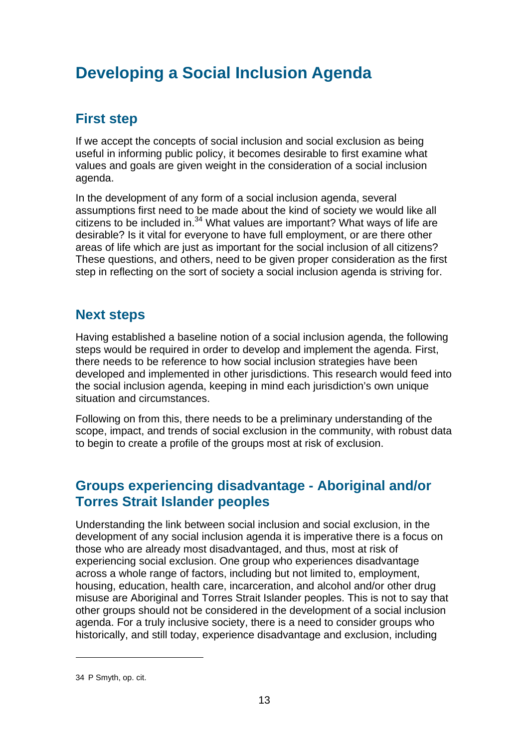# Developing a Social Inclusion Agenda

## First step

If we accept the concepts of social inclusion and social exclusion as being useful in informing public policy, it becomes desirable to first examine what values and goals are given weight in the consideration of a social inclusion agenda.

In the development of any form of a social inclusion agenda, several assumptions first need to be made about the kind of society we would like all citizens to be included in.[34] What values are important? What ways of life are desirable? Is it vital for everyone to have full employment, or are there other areas of life which are just as important for the social inclusion of all citizens? These questions, and others, need to be given proper consideration as the first step in reflecting on the sort of society a social inclusion agenda is striving for.

## Next steps

Having established a baseline notion of a social inclusion agenda, the following steps would be required in order to develop and implement the agenda. First, there needs to be reference to how social inclusion strategies have been developed and implemented in other jurisdictions. This research would feed into the social inclusion agenda, keeping in mind each jurisdiction's own unique situation and circumstances.

Following on from this, there needs to be a preliminary understanding of the scope, impact, and trends of social exclusion in the community, with robust data to begin to create a profile of the groups most at risk of exclusion.

## Groups experiencing disadvantage - Aboriginal and/or Torres Strait Islander peoples

Understanding the link between social inclusion and social exclusion, in the development of any social inclusion agenda it is imperative there is a focus on those who are already most disadvantaged, and thus, most at risk of experiencing social exclusion. One group who experiences disadvantage across a whole range of factors, including but not limited to, employment, housing, education, health care, incarceration, and alcohol and/or other drug misuse are Aboriginal and Torres Strait Islander peoples. This is not to say that other groups should not be considered in the development of a social inclusion agenda. For a truly inclusive society, there is a need to consider groups who historically, and still today, experience disadvantage and exclusion, including

---

34 P Smyth, op. cit.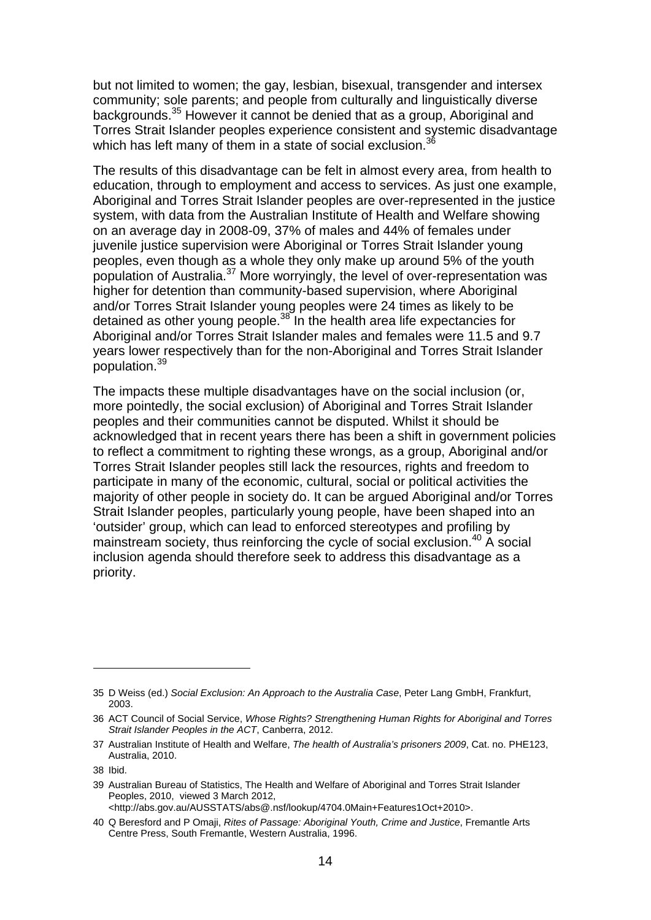but not limited to women; the gay, lesbian, bisexual, transgender and intersex community; sole parents; and people from culturally and linguistically diverse backgrounds.[35] However it cannot be denied that as a group, Aboriginal and Torres Strait Islander peoples experience consistent and systemic disadvantage which has left many of them in a state of social exclusion.[36]

The results of this disadvantage can be felt in almost every area, from health to education, through to employment and access to services. As just one example, Aboriginal and Torres Strait Islander peoples are over-represented in the justice system, with data from the Australian Institute of Health and Welfare showing on an average day in 2008-09, 37% of males and 44% of females under juvenile justice supervision were Aboriginal or Torres Strait Islander young peoples, even though as a whole they only make up around 5% of the youth population of Australia.[37] More worryingly, the level of over-representation was higher for detention than community-based supervision, where Aboriginal and/or Torres Strait Islander young peoples were 24 times as likely to be detained as other young people.[38] In the health area life expectancies for Aboriginal and/or Torres Strait Islander males and females were 11.5 and 9.7 years lower respectively than for the non-Aboriginal and Torres Strait Islander population.[39]

The impacts these multiple disadvantages have on the social inclusion (or, more pointedly, the social exclusion) of Aboriginal and Torres Strait Islander peoples and their communities cannot be disputed. Whilst it should be acknowledged that in recent years there has been a shift in government policies to reflect a commitment to righting these wrongs, as a group, Aboriginal and/or Torres Strait Islander peoples still lack the resources, rights and freedom to participate in many of the economic, cultural, social or political activities the majority of other people in society do. It can be argued Aboriginal and/or Torres Strait Islander peoples, particularly young people, have been shaped into an 'outsider' group, which can lead to enforced stereotypes and profiling by mainstream society, thus reinforcing the cycle of social exclusion.[40] A social inclusion agenda should therefore seek to address this disadvantage as a priority.

---

35 D Weiss (ed.) *Social Exclusion: An Approach to the Australia Case*, Peter Lang GmbH, Frankfurt, 2003.

36 ACT Council of Social Service, *Whose Rights? Strengthening Human Rights for Aboriginal and Torres Strait Islander Peoples in the ACT*, Canberra, 2012.

37 Australian Institute of Health and Welfare, *The health of Australia's prisoners 2009*, Cat. no. PHE123, Australia, 2010.

38 Ibid.

39 Australian Bureau of Statistics, The Health and Welfare of Aboriginal and Torres Strait Islander Peoples, 2010, viewed 3 March 2012, <http://abs.gov.au/AUSSTATS/abs@.nsf/lookup/4704.0Main+Features1Oct+2010>.

40 Q Beresford and P Omaji, *Rites of Passage: Aboriginal Youth, Crime and Justice*, Fremantle Arts Centre Press, South Fremantle, Western Australia, 1996.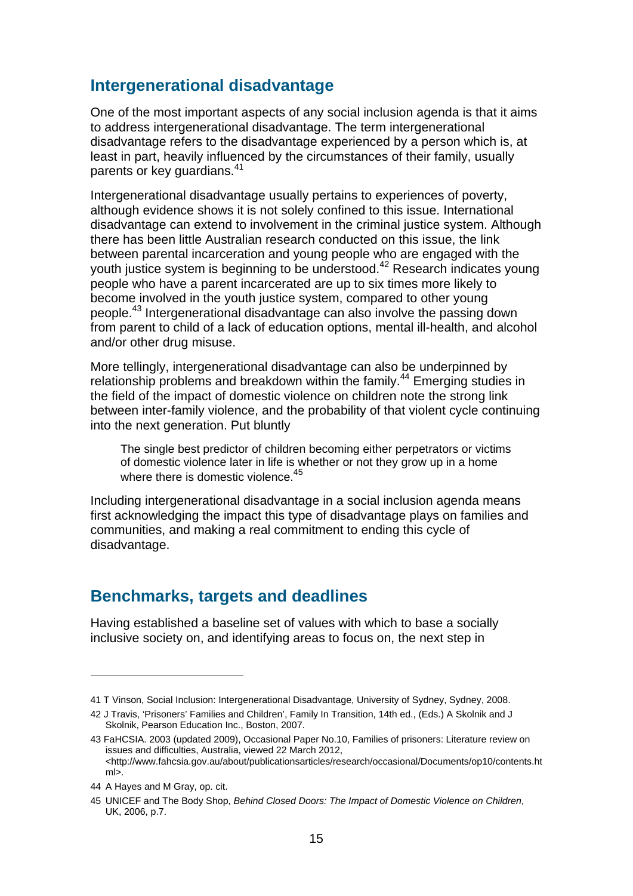## Intergenerational disadvantage

One of the most important aspects of any social inclusion agenda is that it aims to address intergenerational disadvantage. The term intergenerational disadvantage refers to the disadvantage experienced by a person which is, at least in part, heavily influenced by the circumstances of their family, usually parents or key guardians.[41]

Intergenerational disadvantage usually pertains to experiences of poverty, although evidence shows it is not solely confined to this issue. International disadvantage can extend to involvement in the criminal justice system. Although there has been little Australian research conducted on this issue, the link between parental incarceration and young people who are engaged with the youth justice system is beginning to be understood.[42] Research indicates young people who have a parent incarcerated are up to six times more likely to become involved in the youth justice system, compared to other young people.[43] Intergenerational disadvantage can also involve the passing down from parent to child of a lack of education options, mental ill-health, and alcohol and/or other drug misuse.

More tellingly, intergenerational disadvantage can also be underpinned by relationship problems and breakdown within the family.[44] Emerging studies in the field of the impact of domestic violence on children note the strong link between inter-family violence, and the probability of that violent cycle continuing into the next generation. Put bluntly

> The single best predictor of children becoming either perpetrators or victims of domestic violence later in life is whether or not they grow up in a home where there is domestic violence.[45]

Including intergenerational disadvantage in a social inclusion agenda means first acknowledging the impact this type of disadvantage plays on families and communities, and making a real commitment to ending this cycle of disadvantage.

## Benchmarks, targets and deadlines

Having established a baseline set of values with which to base a socially inclusive society on, and identifying areas to focus on, the next step in

---

41 T Vinson, Social Inclusion: Intergenerational Disadvantage, University of Sydney, Sydney, 2008.

42 J Travis, 'Prisoners' Families and Children', Family In Transition, 14th ed., (Eds.) A Skolnik and J Skolnik, Pearson Education Inc., Boston, 2007.

43 FaHCSIA. 2003 (updated 2009), Occasional Paper No.10, Families of prisoners: Literature review on issues and difficulties, Australia, viewed 22 March 2012, <http://www.fahcsia.gov.au/about/publicationsarticles/research/occasional/Documents/op10/contents.html>.

44 A Hayes and M Gray, op. cit.

45 UNICEF and The Body Shop, *Behind Closed Doors: The Impact of Domestic Violence on Children*, UK, 2006, p.7.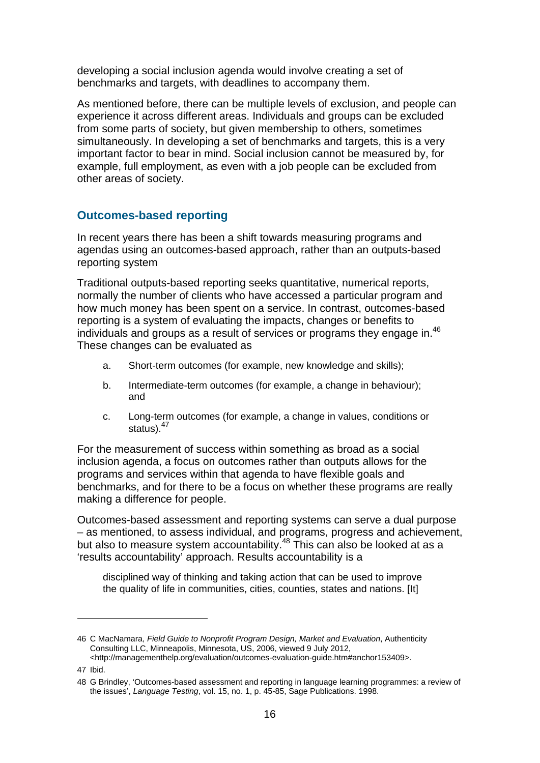developing a social inclusion agenda would involve creating a set of benchmarks and targets, with deadlines to accompany them.

As mentioned before, there can be multiple levels of exclusion, and people can experience it across different areas. Individuals and groups can be excluded from some parts of society, but given membership to others, sometimes simultaneously. In developing a set of benchmarks and targets, this is a very important factor to bear in mind. Social inclusion cannot be measured by, for example, full employment, as even with a job people can be excluded from other areas of society.

## Outcomes-based reporting

In recent years there has been a shift towards measuring programs and agendas using an outcomes-based approach, rather than an outputs-based reporting system

Traditional outputs-based reporting seeks quantitative, numerical reports, normally the number of clients who have accessed a particular program and how much money has been spent on a service. In contrast, outcomes-based reporting is a system of evaluating the impacts, changes or benefits to individuals and groups as a result of services or programs they engage in.[46] These changes can be evaluated as

a. Short-term outcomes (for example, new knowledge and skills);

b. Intermediate-term outcomes (for example, a change in behaviour); and

c. Long-term outcomes (for example, a change in values, conditions or status).[47]

For the measurement of success within something as broad as a social inclusion agenda, a focus on outcomes rather than outputs allows for the programs and services within that agenda to have flexible goals and benchmarks, and for there to be a focus on whether these programs are really making a difference for people.

Outcomes-based assessment and reporting systems can serve a dual purpose – as mentioned, to assess individual, and programs, progress and achievement, but also to measure system accountability.[48] This can also be looked at as a 'results accountability' approach. Results accountability is a

> disciplined way of thinking and taking action that can be used to improve the quality of life in communities, cities, counties, states and nations. [It]

---

46 C MacNamara, *Field Guide to Nonprofit Program Design, Market and Evaluation*, Authenticity Consulting LLC, Minneapolis, Minnesota, US, 2006, viewed 9 July 2012, <http://managementhelp.org/evaluation/outcomes-evaluation-guide.htm#anchor153409>.

47 Ibid.

48 G Brindley, 'Outcomes-based assessment and reporting in language learning programmes: a review of the issues', *Language Testing*, vol. 15, no. 1, p. 45-85, Sage Publications. 1998.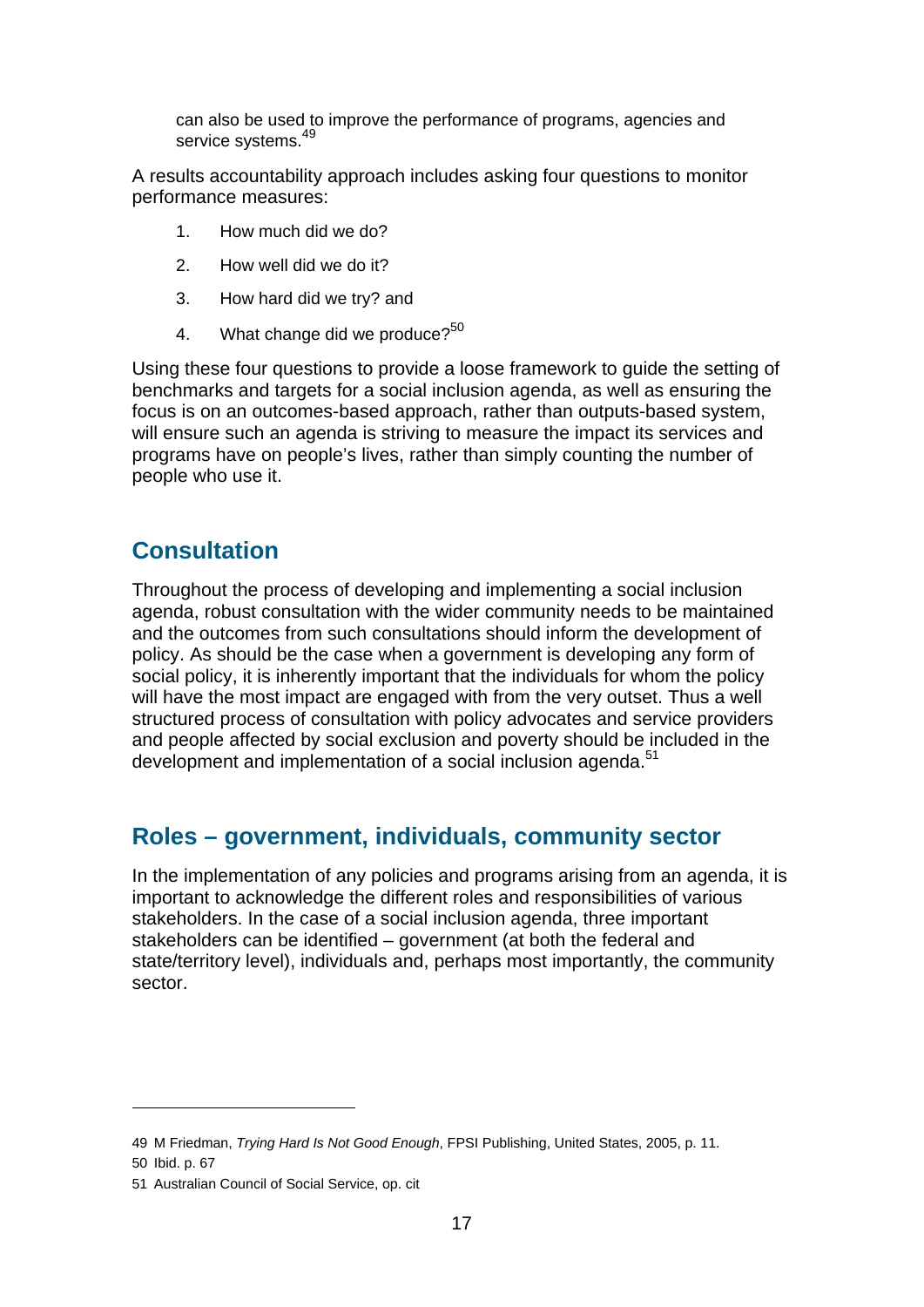can also be used to improve the performance of programs, agencies and service systems.[49]

A results accountability approach includes asking four questions to monitor performance measures:

1. How much did we do?
2. How well did we do it?
3. How hard did we try? and
4. What change did we produce?[50]

Using these four questions to provide a loose framework to guide the setting of benchmarks and targets for a social inclusion agenda, as well as ensuring the focus is on an outcomes-based approach, rather than outputs-based system, will ensure such an agenda is striving to measure the impact its services and programs have on people's lives, rather than simply counting the number of people who use it.

## Consultation

Throughout the process of developing and implementing a social inclusion agenda, robust consultation with the wider community needs to be maintained and the outcomes from such consultations should inform the development of policy. As should be the case when a government is developing any form of social policy, it is inherently important that the individuals for whom the policy will have the most impact are engaged with from the very outset. Thus a well structured process of consultation with policy advocates and service providers and people affected by social exclusion and poverty should be included in the development and implementation of a social inclusion agenda.[51]

## Roles – government, individuals, community sector

In the implementation of any policies and programs arising from an agenda, it is important to acknowledge the different roles and responsibilities of various stakeholders. In the case of a social inclusion agenda, three important stakeholders can be identified – government (at both the federal and state/territory level), individuals and, perhaps most importantly, the community sector.

---

49 M Friedman, *Trying Hard Is Not Good Enough*, FPSI Publishing, United States, 2005, p. 11.

50 Ibid. p. 67

51 Australian Council of Social Service, op. cit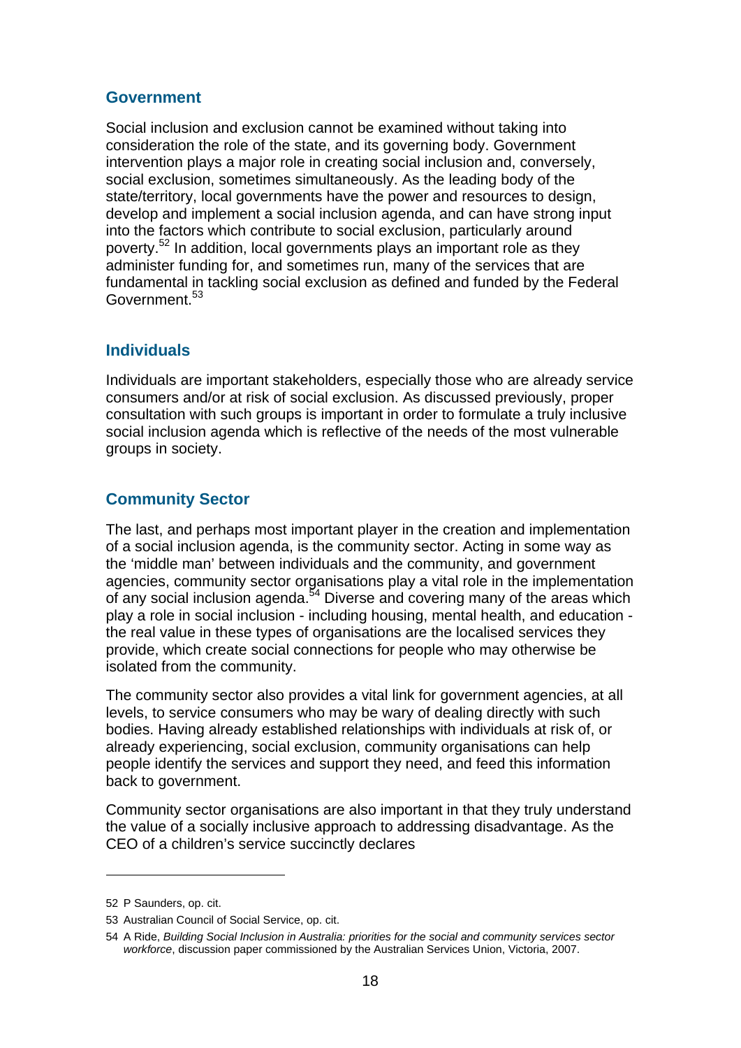## Government

Social inclusion and exclusion cannot be examined without taking into consideration the role of the state, and its governing body. Government intervention plays a major role in creating social inclusion and, conversely, social exclusion, sometimes simultaneously. As the leading body of the state/territory, local governments have the power and resources to design, develop and implement a social inclusion agenda, and can have strong input into the factors which contribute to social exclusion, particularly around poverty.[52] In addition, local governments plays an important role as they administer funding for, and sometimes run, many of the services that are fundamental in tackling social exclusion as defined and funded by the Federal Government.[53]

## Individuals

Individuals are important stakeholders, especially those who are already service consumers and/or at risk of social exclusion. As discussed previously, proper consultation with such groups is important in order to formulate a truly inclusive social inclusion agenda which is reflective of the needs of the most vulnerable groups in society.

## Community Sector

The last, and perhaps most important player in the creation and implementation of a social inclusion agenda, is the community sector. Acting in some way as the 'middle man' between individuals and the community, and government agencies, community sector organisations play a vital role in the implementation of any social inclusion agenda.[54] Diverse and covering many of the areas which play a role in social inclusion - including housing, mental health, and education - the real value in these types of organisations are the localised services they provide, which create social connections for people who may otherwise be isolated from the community.

The community sector also provides a vital link for government agencies, at all levels, to service consumers who may be wary of dealing directly with such bodies. Having already established relationships with individuals at risk of, or already experiencing, social exclusion, community organisations can help people identify the services and support they need, and feed this information back to government.

Community sector organisations are also important in that they truly understand the value of a socially inclusive approach to addressing disadvantage. As the CEO of a children's service succinctly declares

---

52 P Saunders, op. cit.

53 Australian Council of Social Service, op. cit.

54 A Ride, *Building Social Inclusion in Australia: priorities for the social and community services sector workforce*, discussion paper commissioned by the Australian Services Union, Victoria, 2007.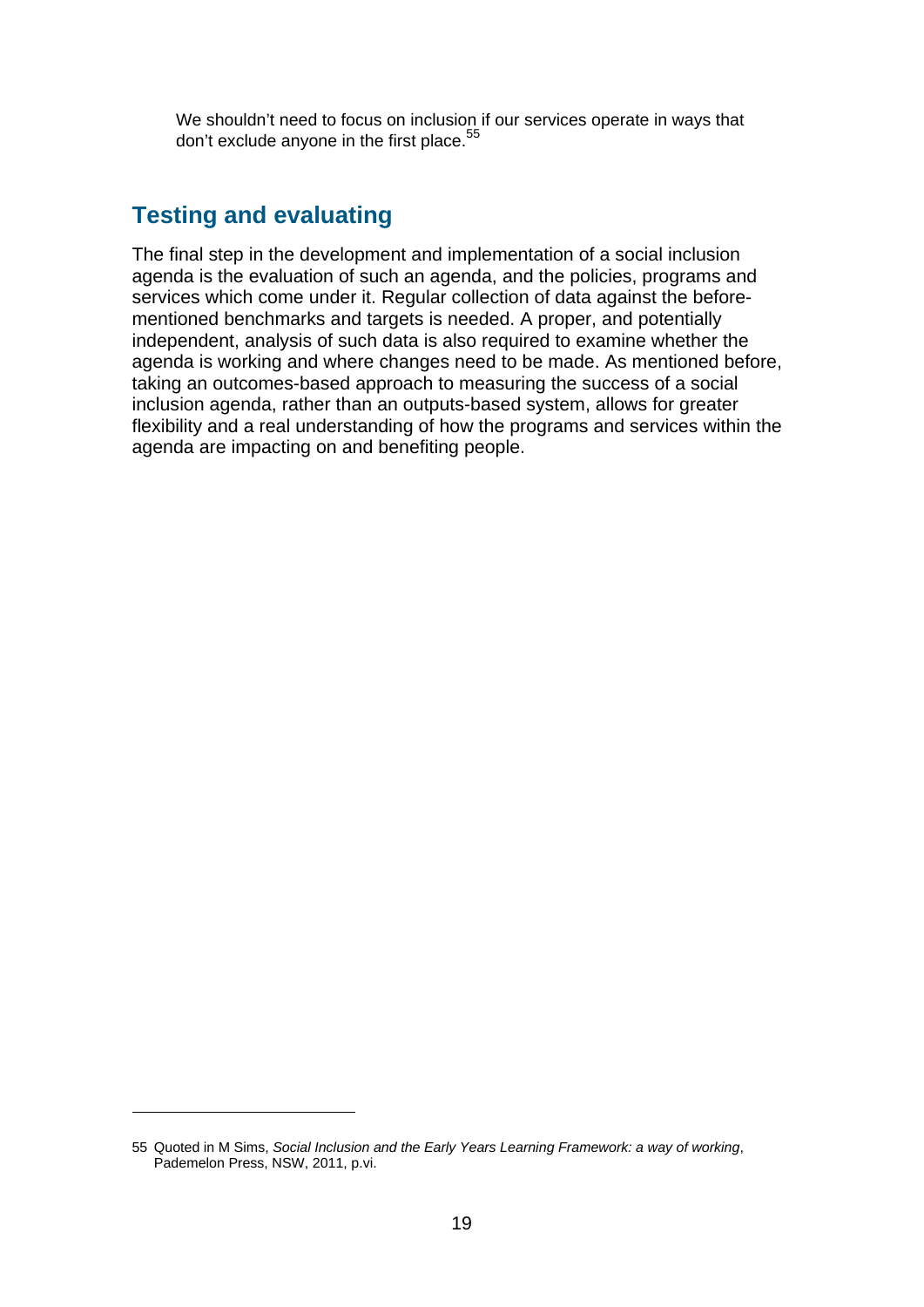> We shouldn't need to focus on inclusion if our services operate in ways that don't exclude anyone in the first place.[55]

## Testing and evaluating

The final step in the development and implementation of a social inclusion agenda is the evaluation of such an agenda, and the policies, programs and services which come under it. Regular collection of data against the before-mentioned benchmarks and targets is needed. A proper, and potentially independent, analysis of such data is also required to examine whether the agenda is working and where changes need to be made. As mentioned before, taking an outcomes-based approach to measuring the success of a social inclusion agenda, rather than an outputs-based system, allows for greater flexibility and a real understanding of how the programs and services within the agenda are impacting on and benefiting people.

---

55 Quoted in M Sims, *Social Inclusion and the Early Years Learning Framework: a way of working*, Pademelon Press, NSW, 2011, p.vi.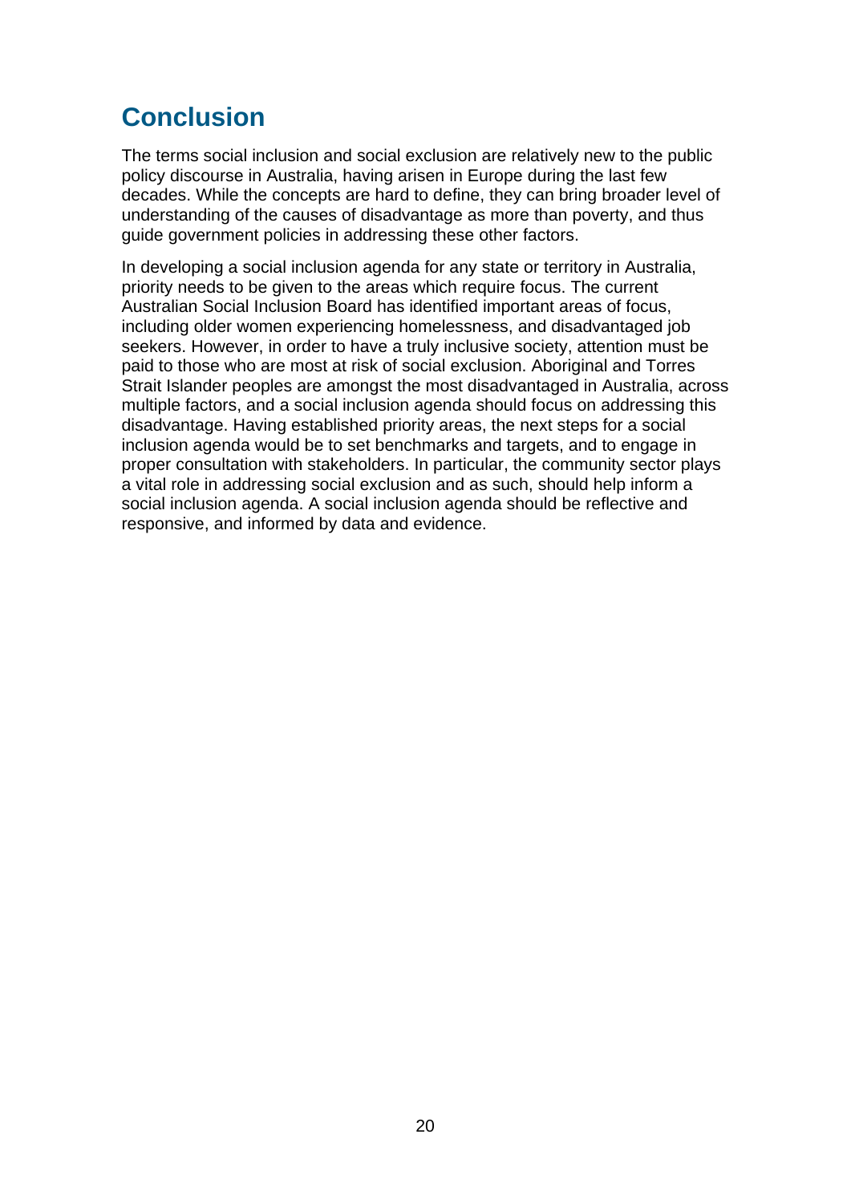# Conclusion

The terms social inclusion and social exclusion are relatively new to the public policy discourse in Australia, having arisen in Europe during the last few decades. While the concepts are hard to define, they can bring broader level of understanding of the causes of disadvantage as more than poverty, and thus guide government policies in addressing these other factors.

In developing a social inclusion agenda for any state or territory in Australia, priority needs to be given to the areas which require focus. The current Australian Social Inclusion Board has identified important areas of focus, including older women experiencing homelessness, and disadvantaged job seekers. However, in order to have a truly inclusive society, attention must be paid to those who are most at risk of social exclusion. Aboriginal and Torres Strait Islander peoples are amongst the most disadvantaged in Australia, across multiple factors, and a social inclusion agenda should focus on addressing this disadvantage. Having established priority areas, the next steps for a social inclusion agenda would be to set benchmarks and targets, and to engage in proper consultation with stakeholders. In particular, the community sector plays a vital role in addressing social exclusion and as such, should help inform a social inclusion agenda. A social inclusion agenda should be reflective and responsive, and informed by data and evidence.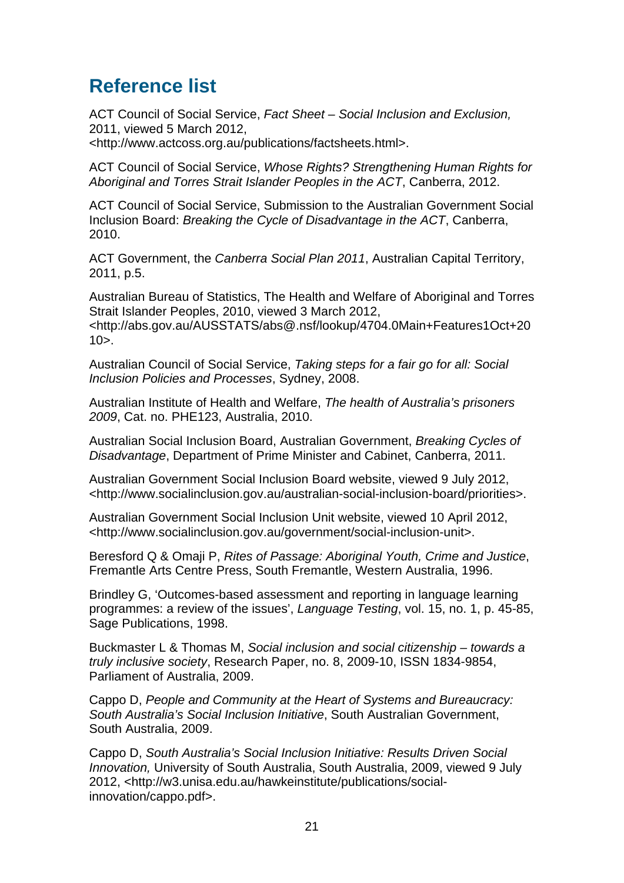# Reference list

ACT Council of Social Service, *Fact Sheet – Social Inclusion and Exclusion,* 2011, viewed 5 March 2012, <http://www.actcoss.org.au/publications/factsheets.html>.

ACT Council of Social Service, *Whose Rights? Strengthening Human Rights for Aboriginal and Torres Strait Islander Peoples in the ACT*, Canberra, 2012.

ACT Council of Social Service, Submission to the Australian Government Social Inclusion Board: *Breaking the Cycle of Disadvantage in the ACT*, Canberra, 2010.

ACT Government, the *Canberra Social Plan 2011*, Australian Capital Territory, 2011, p.5.

Australian Bureau of Statistics, The Health and Welfare of Aboriginal and Torres Strait Islander Peoples, 2010, viewed 3 March 2012, <http://abs.gov.au/AUSSTATS/abs@.nsf/lookup/4704.0Main+Features1Oct+2010>.

Australian Council of Social Service, *Taking steps for a fair go for all: Social Inclusion Policies and Processes*, Sydney, 2008.

Australian Institute of Health and Welfare, *The health of Australia's prisoners 2009*, Cat. no. PHE123, Australia, 2010.

Australian Social Inclusion Board, Australian Government, *Breaking Cycles of Disadvantage*, Department of Prime Minister and Cabinet, Canberra, 2011.

Australian Government Social Inclusion Board website, viewed 9 July 2012, <http://www.socialinclusion.gov.au/australian-social-inclusion-board/priorities>.

Australian Government Social Inclusion Unit website, viewed 10 April 2012, <http://www.socialinclusion.gov.au/government/social-inclusion-unit>.

Beresford Q & Omaji P, *Rites of Passage: Aboriginal Youth, Crime and Justice*, Fremantle Arts Centre Press, South Fremantle, Western Australia, 1996.

Brindley G, 'Outcomes-based assessment and reporting in language learning programmes: a review of the issues', *Language Testing*, vol. 15, no. 1, p. 45-85, Sage Publications, 1998.

Buckmaster L & Thomas M, *Social inclusion and social citizenship – towards a truly inclusive society*, Research Paper, no. 8, 2009-10, ISSN 1834-9854, Parliament of Australia, 2009.

Cappo D, *People and Community at the Heart of Systems and Bureaucracy: South Australia's Social Inclusion Initiative*, South Australian Government, South Australia, 2009.

Cappo D, *South Australia's Social Inclusion Initiative: Results Driven Social Innovation,* University of South Australia, South Australia, 2009, viewed 9 July 2012, <http://w3.unisa.edu.au/hawkeinstitute/publications/social-innovation/cappo.pdf>.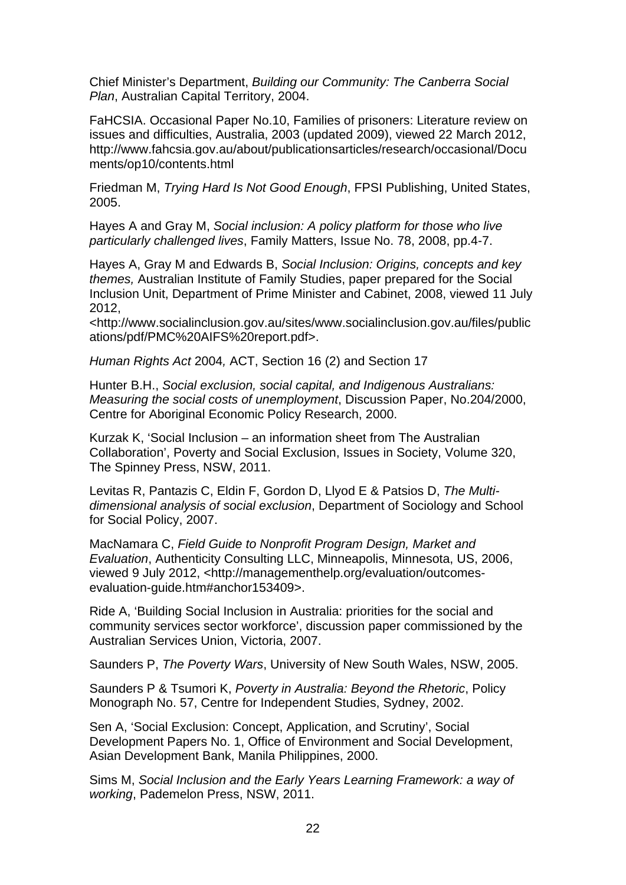Chief Minister's Department, *Building our Community: The Canberra Social Plan*, Australian Capital Territory, 2004.

FaHCSIA. Occasional Paper No.10, Families of prisoners: Literature review on issues and difficulties, Australia, 2003 (updated 2009), viewed 22 March 2012, http://www.fahcsia.gov.au/about/publicationsarticles/research/occasional/Documents/op10/contents.html

Friedman M, *Trying Hard Is Not Good Enough*, FPSI Publishing, United States, 2005.

Hayes A and Gray M, *Social inclusion: A policy platform for those who live particularly challenged lives*, Family Matters, Issue No. 78, 2008, pp.4-7.

Hayes A, Gray M and Edwards B, *Social Inclusion: Origins, concepts and key themes,* Australian Institute of Family Studies, paper prepared for the Social Inclusion Unit, Department of Prime Minister and Cabinet, 2008, viewed 11 July 2012, <http://www.socialinclusion.gov.au/sites/www.socialinclusion.gov.au/files/publications/pdf/PMC%20AIFS%20report.pdf>.

*Human Rights Act* 2004*,* ACT, Section 16 (2) and Section 17

Hunter B.H., *Social exclusion, social capital, and Indigenous Australians: Measuring the social costs of unemployment*, Discussion Paper, No.204/2000, Centre for Aboriginal Economic Policy Research, 2000.

Kurzak K, 'Social Inclusion – an information sheet from The Australian Collaboration', Poverty and Social Exclusion, Issues in Society, Volume 320, The Spinney Press, NSW, 2011.

Levitas R, Pantazis C, Eldin F, Gordon D, Llyod E & Patsios D, *The Multi-dimensional analysis of social exclusion*, Department of Sociology and School for Social Policy, 2007.

MacNamara C, *Field Guide to Nonprofit Program Design, Market and Evaluation*, Authenticity Consulting LLC, Minneapolis, Minnesota, US, 2006, viewed 9 July 2012, <http://managementhelp.org/evaluation/outcomes-evaluation-guide.htm#anchor153409>.

Ride A, 'Building Social Inclusion in Australia: priorities for the social and community services sector workforce', discussion paper commissioned by the Australian Services Union, Victoria, 2007.

Saunders P, *The Poverty Wars*, University of New South Wales, NSW, 2005.

Saunders P & Tsumori K, *Poverty in Australia: Beyond the Rhetoric*, Policy Monograph No. 57, Centre for Independent Studies, Sydney, 2002.

Sen A, 'Social Exclusion: Concept, Application, and Scrutiny', Social Development Papers No. 1, Office of Environment and Social Development, Asian Development Bank, Manila Philippines, 2000.

Sims M, *Social Inclusion and the Early Years Learning Framework: a way of working*, Pademelon Press, NSW, 2011.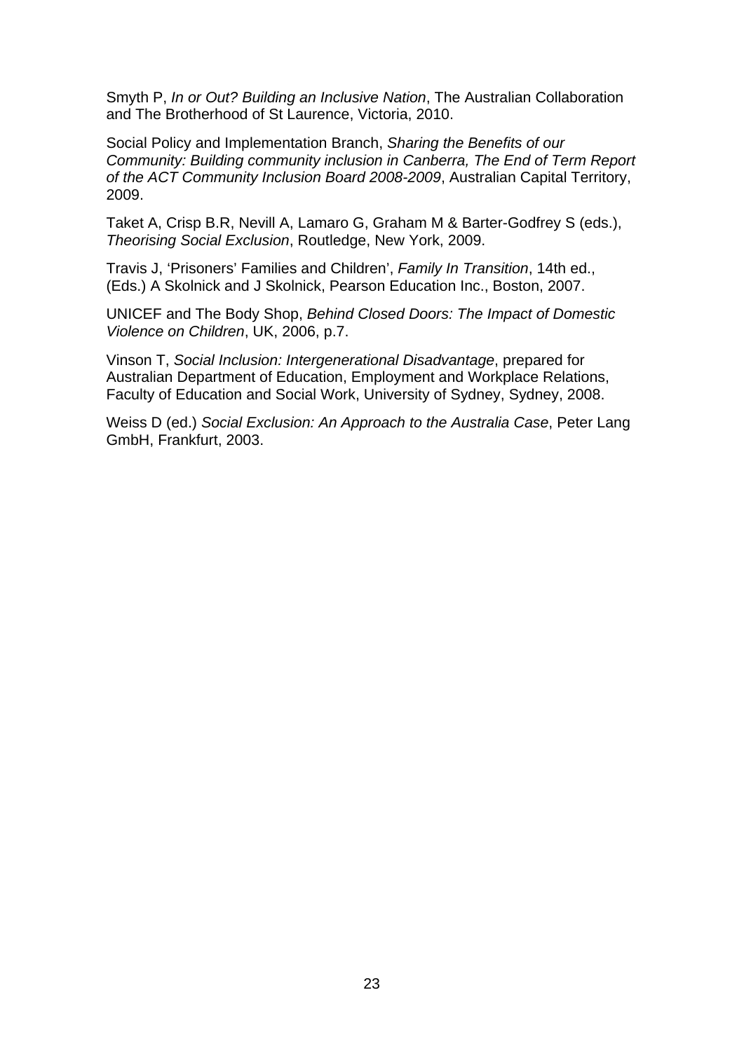Smyth P, *In or Out? Building an Inclusive Nation*, The Australian Collaboration and The Brotherhood of St Laurence, Victoria, 2010.

Social Policy and Implementation Branch, *Sharing the Benefits of our Community: Building community inclusion in Canberra, The End of Term Report of the ACT Community Inclusion Board 2008-2009*, Australian Capital Territory, 2009.

Taket A, Crisp B.R, Nevill A, Lamaro G, Graham M & Barter-Godfrey S (eds.), *Theorising Social Exclusion*, Routledge, New York, 2009.

Travis J, 'Prisoners' Families and Children', *Family In Transition*, 14th ed., (Eds.) A Skolnick and J Skolnick, Pearson Education Inc., Boston, 2007.

UNICEF and The Body Shop, *Behind Closed Doors: The Impact of Domestic Violence on Children*, UK, 2006, p.7.

Vinson T, *Social Inclusion: Intergenerational Disadvantage*, prepared for Australian Department of Education, Employment and Workplace Relations, Faculty of Education and Social Work, University of Sydney, Sydney, 2008.

Weiss D (ed.) *Social Exclusion: An Approach to the Australia Case*, Peter Lang GmbH, Frankfurt, 2003.